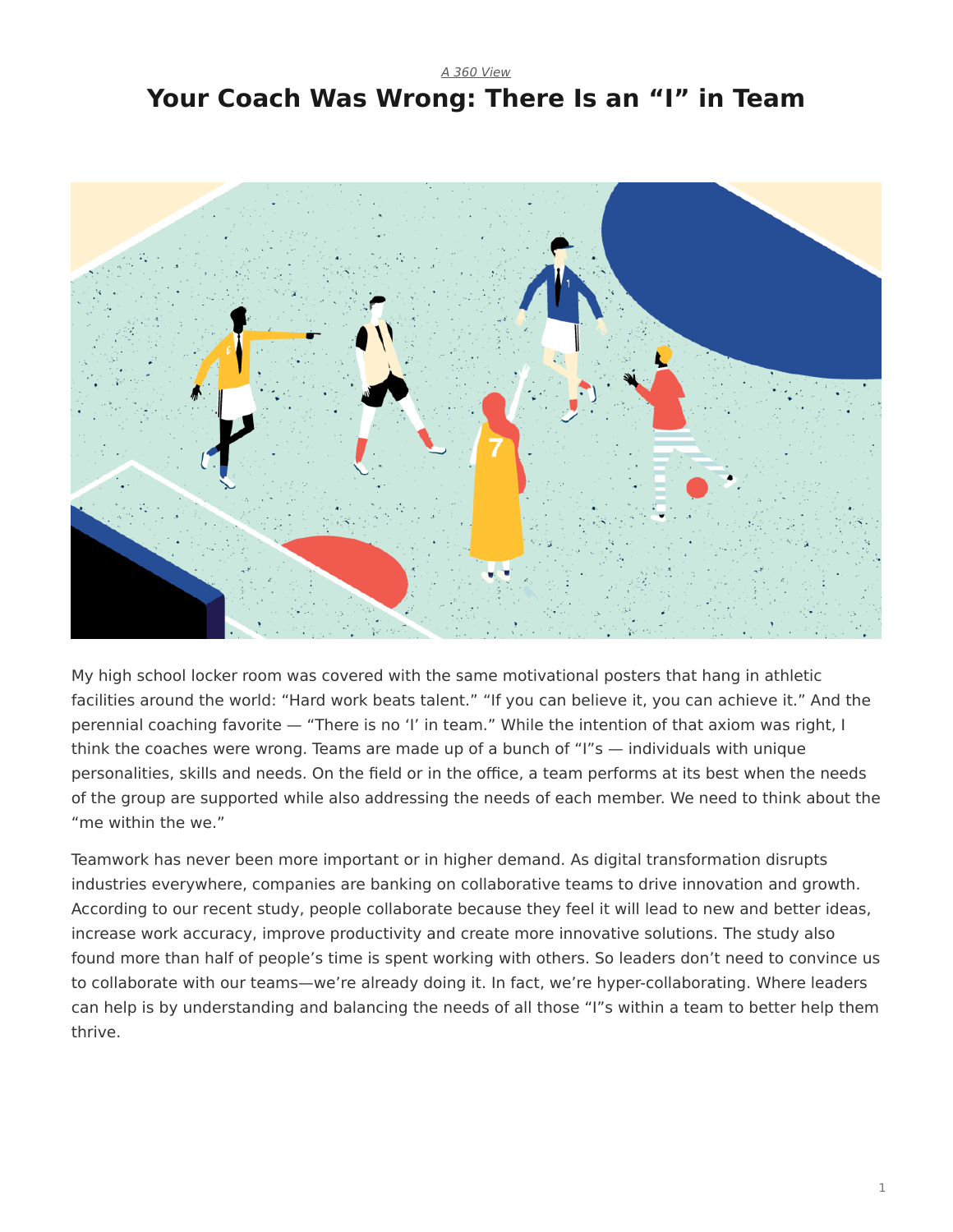*A 360 View*

# Your Coach Was Wrong: There Is an "I" in Team

My high school locker room was covered with the same motivational posters that hang in athletic facilities around the world: "Hard work beats talent." "If you can believe it, you can achieve it." And the perennial coaching favorite — "There is no 'I' in team." While the intention of that axiom was right, I think the coaches were wrong. Teams are made up of a bunch of "I"s — individuals with unique personalities, skills and needs. On the field or in the office, a team performs at its best when the needs of the group are supported while also addressing the needs of each member. We need to think about the "me within the we."

Teamwork has never been more important or in higher demand. As digital transformation disrupts industries everywhere, companies are banking on collaborative teams to drive innovation and growth. According to our recent study, people collaborate because they feel it will lead to new and better ideas, increase work accuracy, improve productivity and create more innovative solutions. The study also found more than half of people's time is spent working with others. So leaders don't need to convince us to collaborate with our teams—we're already doing it. In fact, we're hyper-collaborating. Where leaders can help is by understanding and balancing the needs of all those "I"s within a team to better help them thrive.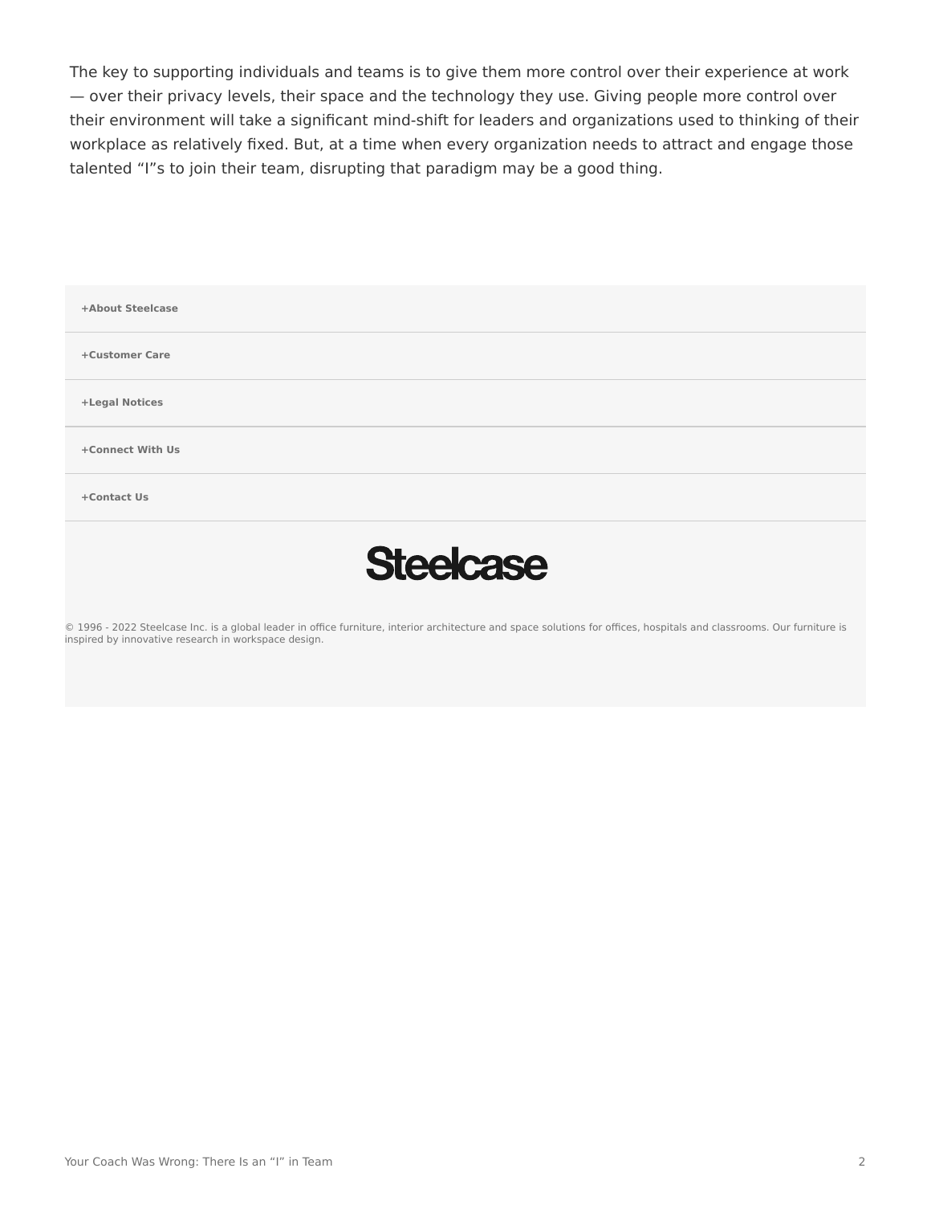The key to supporting individuals and teams is to give them more control over their experience at work — over their privacy levels, their space and the technology they use. Giving people more control over their environment will take a significant mind-shift for leaders and organizations used to thinking of their workplace as relatively fixed. But, at a time when every organization needs to attract and engage those talented “I”s to join their team, disrupting that paradigm may be a good thing.

**+About Steelcase**

**+Customer Care**

**+Legal Notices**

**+Connect With Us**

**+Contact Us**

Steelcase

© 1996 - 2022 Steelcase Inc. is a global leader in office furniture, interior architecture and space solutions for offices, hospitals and classrooms. Our furniture is inspired by innovative research in workspace design.